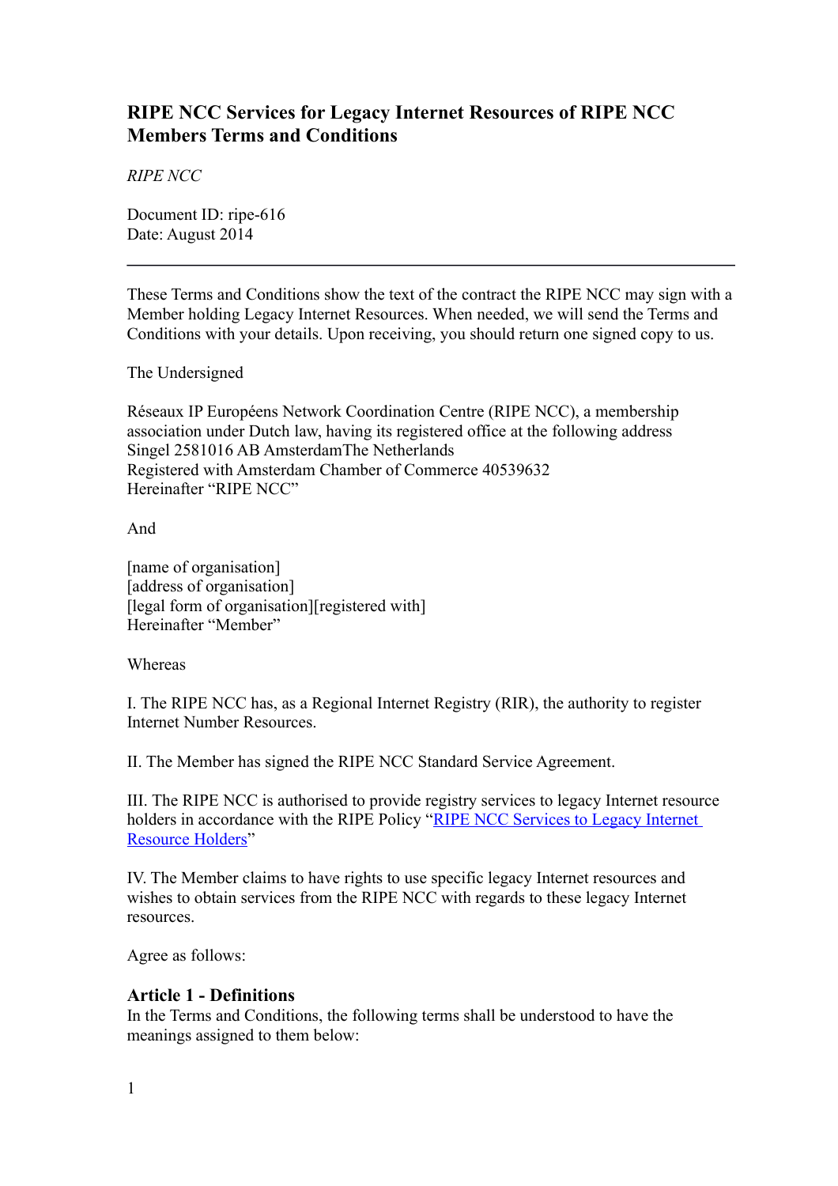# RIPE NCC Services for Legacy Internet Resources of RIPE NCC Members Terms and Conditions

*RIPE NCC*

Document ID: ripe-616
Date: August 2014

---

These Terms and Conditions show the text of the contract the RIPE NCC may sign with a Member holding Legacy Internet Resources. When needed, we will send the Terms and Conditions with your details. Upon receiving, you should return one signed copy to us.

The Undersigned

Réseaux IP Européens Network Coordination Centre (RIPE NCC), a membership association under Dutch law, having its registered office at the following address
Singel 2581016 AB AmsterdamThe Netherlands
Registered with Amsterdam Chamber of Commerce 40539632
Hereinafter "RIPE NCC"

And

[name of organisation]
[address of organisation]
[legal form of organisation][registered with]
Hereinafter "Member"

Whereas

I. The RIPE NCC has, as a Regional Internet Registry (RIR), the authority to register Internet Number Resources.

II. The Member has signed the RIPE NCC Standard Service Agreement.

III. The RIPE NCC is authorised to provide registry services to legacy Internet resource holders in accordance with the RIPE Policy "RIPE NCC Services to Legacy Internet Resource Holders"

IV. The Member claims to have rights to use specific legacy Internet resources and wishes to obtain services from the RIPE NCC with regards to these legacy Internet resources.

Agree as follows:

## Article 1 - Definitions

In the Terms and Conditions, the following terms shall be understood to have the meanings assigned to them below: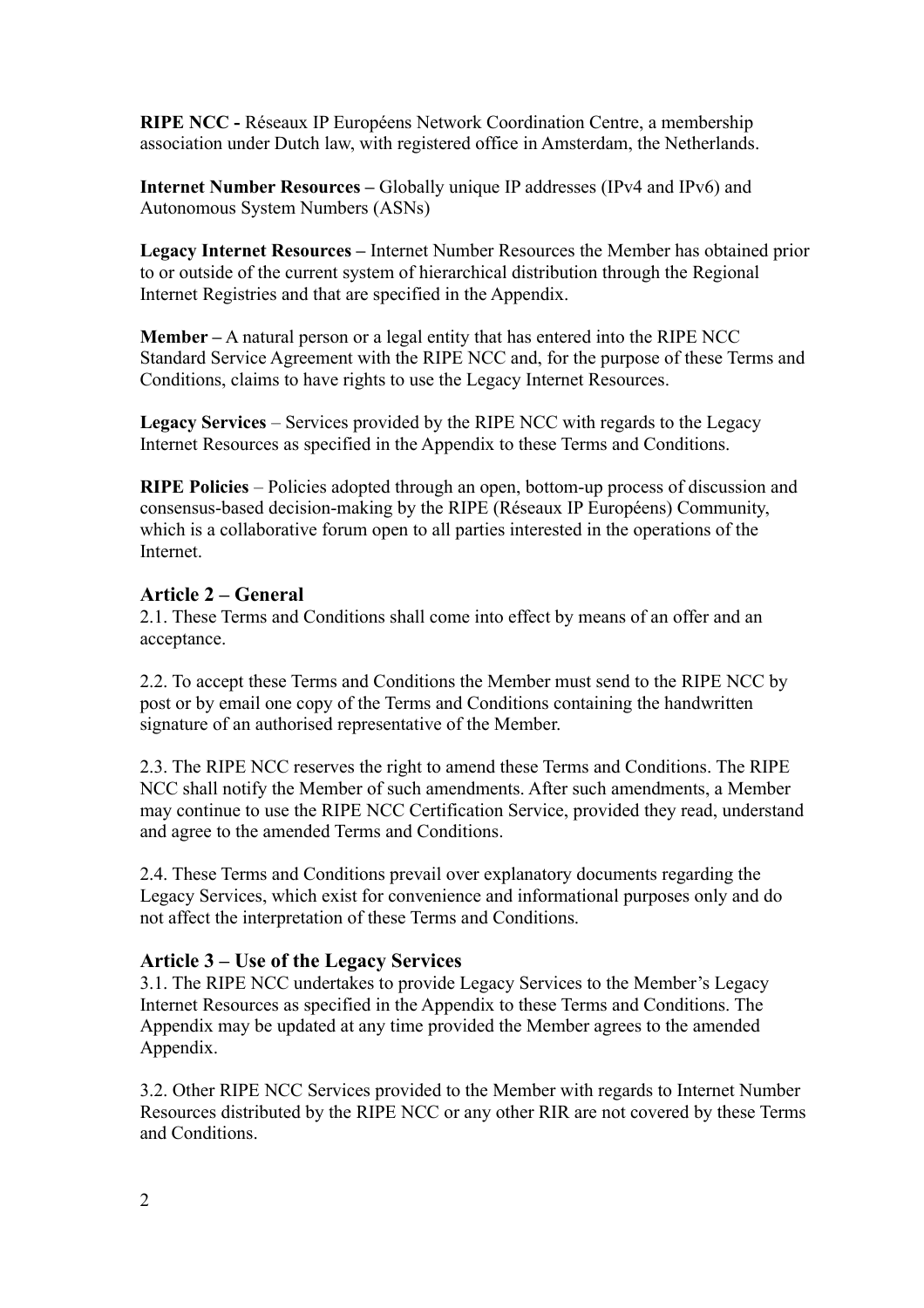**RIPE NCC -** Réseaux IP Européens Network Coordination Centre, a membership association under Dutch law, with registered office in Amsterdam, the Netherlands.

**Internet Number Resources –** Globally unique IP addresses (IPv4 and IPv6) and Autonomous System Numbers (ASNs)

**Legacy Internet Resources –** Internet Number Resources the Member has obtained prior to or outside of the current system of hierarchical distribution through the Regional Internet Registries and that are specified in the Appendix.

**Member –** A natural person or a legal entity that has entered into the RIPE NCC Standard Service Agreement with the RIPE NCC and, for the purpose of these Terms and Conditions, claims to have rights to use the Legacy Internet Resources.

**Legacy Services** – Services provided by the RIPE NCC with regards to the Legacy Internet Resources as specified in the Appendix to these Terms and Conditions.

**RIPE Policies** – Policies adopted through an open, bottom-up process of discussion and consensus-based decision-making by the RIPE (Réseaux IP Européens) Community, which is a collaborative forum open to all parties interested in the operations of the Internet.

## Article 2 – General

2.1. These Terms and Conditions shall come into effect by means of an offer and an acceptance.

2.2. To accept these Terms and Conditions the Member must send to the RIPE NCC by post or by email one copy of the Terms and Conditions containing the handwritten signature of an authorised representative of the Member.

2.3. The RIPE NCC reserves the right to amend these Terms and Conditions. The RIPE NCC shall notify the Member of such amendments. After such amendments, a Member may continue to use the RIPE NCC Certification Service, provided they read, understand and agree to the amended Terms and Conditions.

2.4. These Terms and Conditions prevail over explanatory documents regarding the Legacy Services, which exist for convenience and informational purposes only and do not affect the interpretation of these Terms and Conditions.

## Article 3 – Use of the Legacy Services

3.1. The RIPE NCC undertakes to provide Legacy Services to the Member's Legacy Internet Resources as specified in the Appendix to these Terms and Conditions. The Appendix may be updated at any time provided the Member agrees to the amended Appendix.

3.2. Other RIPE NCC Services provided to the Member with regards to Internet Number Resources distributed by the RIPE NCC or any other RIR are not covered by these Terms and Conditions.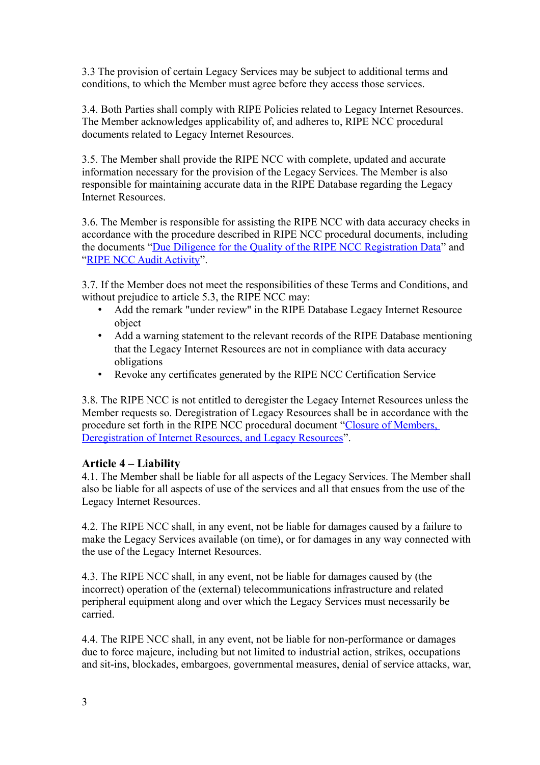3.3 The provision of certain Legacy Services may be subject to additional terms and conditions, to which the Member must agree before they access those services.

3.4. Both Parties shall comply with RIPE Policies related to Legacy Internet Resources. The Member acknowledges applicability of, and adheres to, RIPE NCC procedural documents related to Legacy Internet Resources.

3.5. The Member shall provide the RIPE NCC with complete, updated and accurate information necessary for the provision of the Legacy Services. The Member is also responsible for maintaining accurate data in the RIPE Database regarding the Legacy Internet Resources.

3.6. The Member is responsible for assisting the RIPE NCC with data accuracy checks in accordance with the procedure described in RIPE NCC procedural documents, including the documents "Due Diligence for the Quality of the RIPE NCC Registration Data" and "RIPE NCC Audit Activity".

3.7. If the Member does not meet the responsibilities of these Terms and Conditions, and without prejudice to article 5.3, the RIPE NCC may:

- Add the remark "under review" in the RIPE Database Legacy Internet Resource object
- Add a warning statement to the relevant records of the RIPE Database mentioning that the Legacy Internet Resources are not in compliance with data accuracy obligations
- Revoke any certificates generated by the RIPE NCC Certification Service

3.8. The RIPE NCC is not entitled to deregister the Legacy Internet Resources unless the Member requests so. Deregistration of Legacy Resources shall be in accordance with the procedure set forth in the RIPE NCC procedural document "Closure of Members, Deregistration of Internet Resources, and Legacy Resources".

### Article 4 – Liability

4.1. The Member shall be liable for all aspects of the Legacy Services. The Member shall also be liable for all aspects of use of the services and all that ensues from the use of the Legacy Internet Resources.

4.2. The RIPE NCC shall, in any event, not be liable for damages caused by a failure to make the Legacy Services available (on time), or for damages in any way connected with the use of the Legacy Internet Resources.

4.3. The RIPE NCC shall, in any event, not be liable for damages caused by (the incorrect) operation of the (external) telecommunications infrastructure and related peripheral equipment along and over which the Legacy Services must necessarily be carried.

4.4. The RIPE NCC shall, in any event, not be liable for non-performance or damages due to force majeure, including but not limited to industrial action, strikes, occupations and sit-ins, blockades, embargoes, governmental measures, denial of service attacks, war,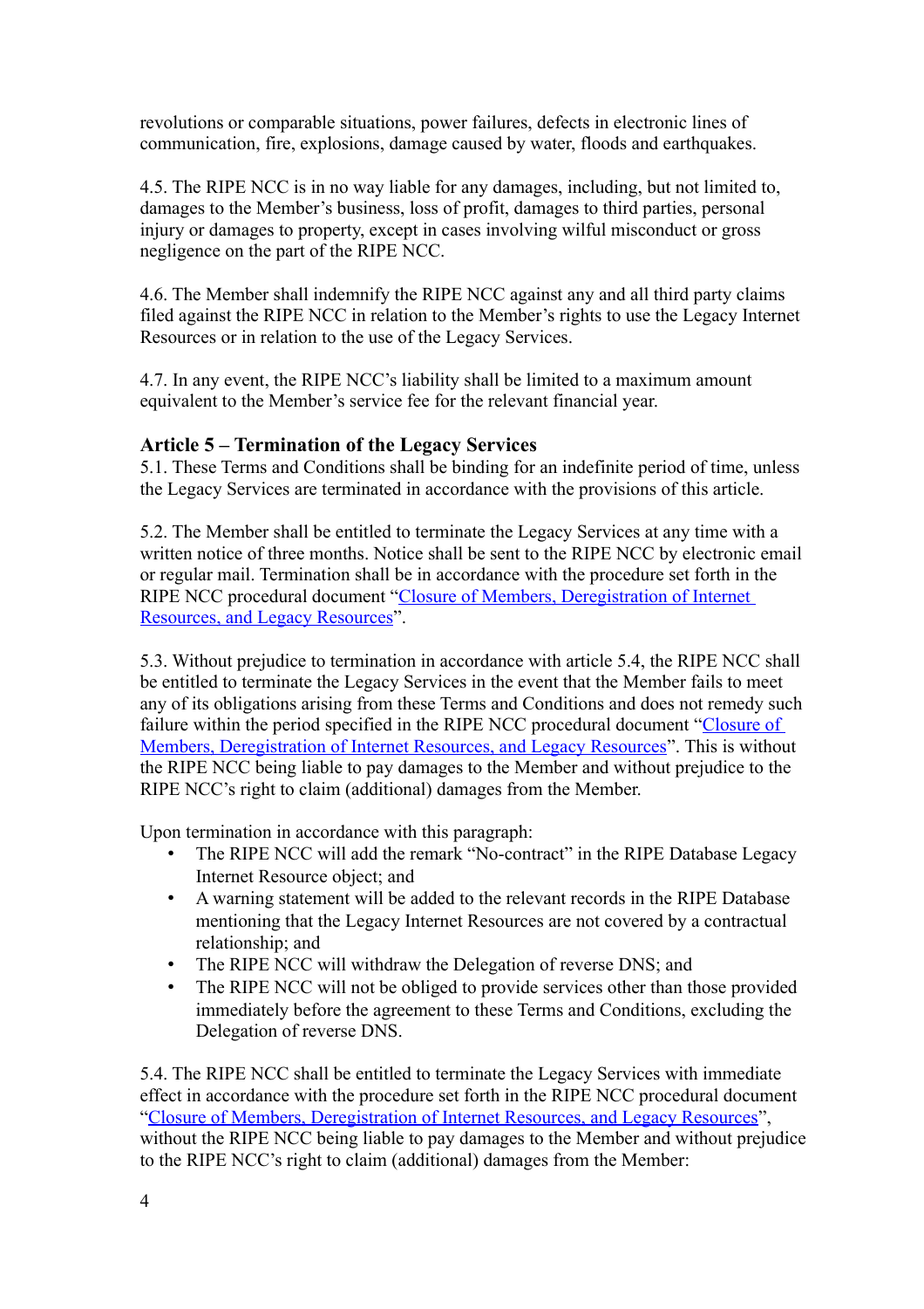revolutions or comparable situations, power failures, defects in electronic lines of communication, fire, explosions, damage caused by water, floods and earthquakes.

4.5. The RIPE NCC is in no way liable for any damages, including, but not limited to, damages to the Member's business, loss of profit, damages to third parties, personal injury or damages to property, except in cases involving wilful misconduct or gross negligence on the part of the RIPE NCC.

4.6. The Member shall indemnify the RIPE NCC against any and all third party claims filed against the RIPE NCC in relation to the Member's rights to use the Legacy Internet Resources or in relation to the use of the Legacy Services.

4.7. In any event, the RIPE NCC's liability shall be limited to a maximum amount equivalent to the Member's service fee for the relevant financial year.

### Article 5 – Termination of the Legacy Services

5.1. These Terms and Conditions shall be binding for an indefinite period of time, unless the Legacy Services are terminated in accordance with the provisions of this article.

5.2. The Member shall be entitled to terminate the Legacy Services at any time with a written notice of three months. Notice shall be sent to the RIPE NCC by electronic email or regular mail. Termination shall be in accordance with the procedure set forth in the RIPE NCC procedural document "Closure of Members, Deregistration of Internet Resources, and Legacy Resources".

5.3. Without prejudice to termination in accordance with article 5.4, the RIPE NCC shall be entitled to terminate the Legacy Services in the event that the Member fails to meet any of its obligations arising from these Terms and Conditions and does not remedy such failure within the period specified in the RIPE NCC procedural document "Closure of Members, Deregistration of Internet Resources, and Legacy Resources". This is without the RIPE NCC being liable to pay damages to the Member and without prejudice to the RIPE NCC's right to claim (additional) damages from the Member.

Upon termination in accordance with this paragraph:

- The RIPE NCC will add the remark "No-contract" in the RIPE Database Legacy Internet Resource object; and
- A warning statement will be added to the relevant records in the RIPE Database mentioning that the Legacy Internet Resources are not covered by a contractual relationship; and
- The RIPE NCC will withdraw the Delegation of reverse DNS; and
- The RIPE NCC will not be obliged to provide services other than those provided immediately before the agreement to these Terms and Conditions, excluding the Delegation of reverse DNS.

5.4. The RIPE NCC shall be entitled to terminate the Legacy Services with immediate effect in accordance with the procedure set forth in the RIPE NCC procedural document "Closure of Members, Deregistration of Internet Resources, and Legacy Resources", without the RIPE NCC being liable to pay damages to the Member and without prejudice to the RIPE NCC's right to claim (additional) damages from the Member: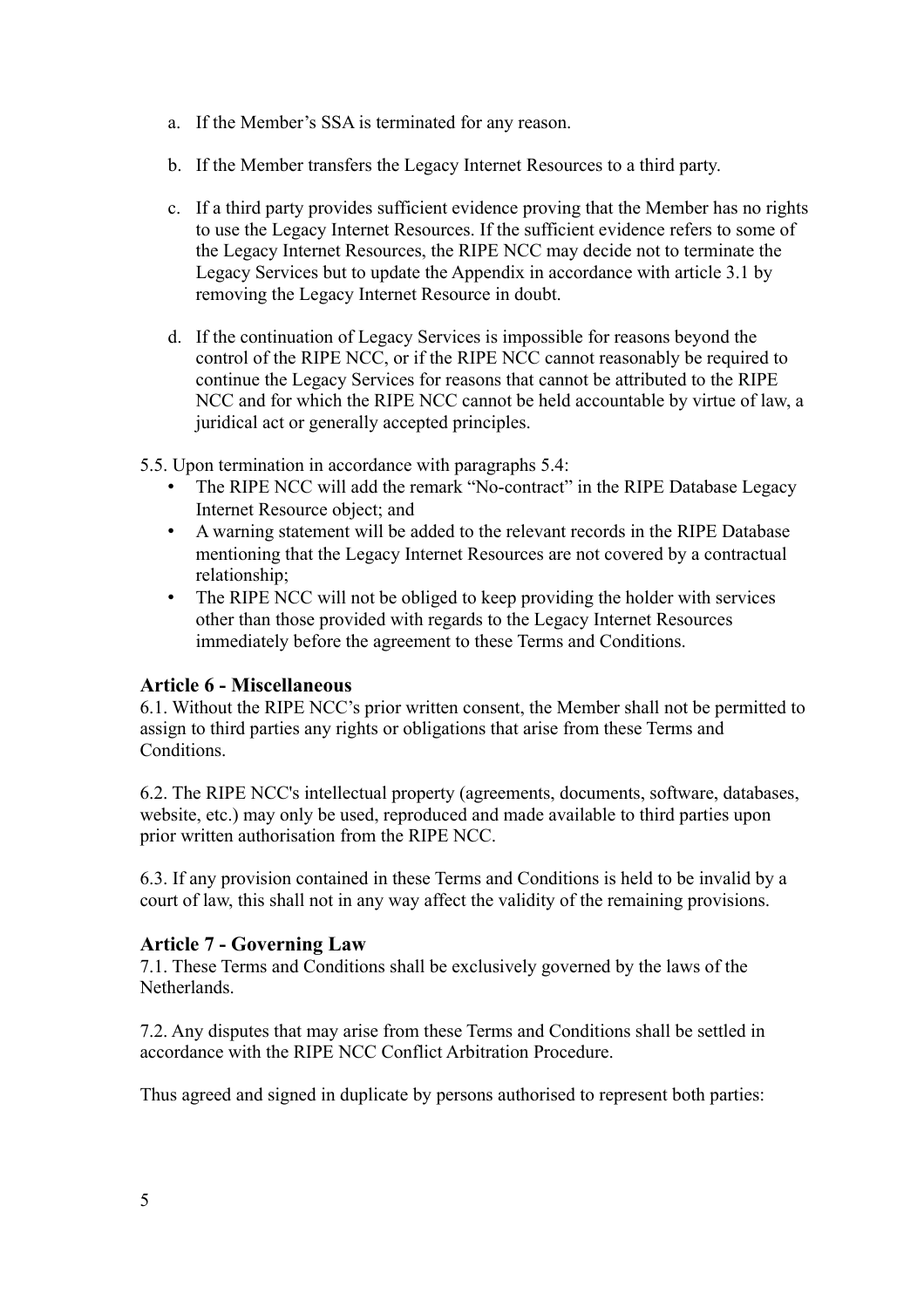a. If the Member’s SSA is terminated for any reason.

b. If the Member transfers the Legacy Internet Resources to a third party.

c. If a third party provides sufficient evidence proving that the Member has no rights to use the Legacy Internet Resources. If the sufficient evidence refers to some of the Legacy Internet Resources, the RIPE NCC may decide not to terminate the Legacy Services but to update the Appendix in accordance with article 3.1 by removing the Legacy Internet Resource in doubt.

d. If the continuation of Legacy Services is impossible for reasons beyond the control of the RIPE NCC, or if the RIPE NCC cannot reasonably be required to continue the Legacy Services for reasons that cannot be attributed to the RIPE NCC and for which the RIPE NCC cannot be held accountable by virtue of law, a juridical act or generally accepted principles.

5.5. Upon termination in accordance with paragraphs 5.4:

- The RIPE NCC will add the remark “No-contract” in the RIPE Database Legacy Internet Resource object; and
- A warning statement will be added to the relevant records in the RIPE Database mentioning that the Legacy Internet Resources are not covered by a contractual relationship;
- The RIPE NCC will not be obliged to keep providing the holder with services other than those provided with regards to the Legacy Internet Resources immediately before the agreement to these Terms and Conditions.

### Article 6 - Miscellaneous

6.1. Without the RIPE NCC’s prior written consent, the Member shall not be permitted to assign to third parties any rights or obligations that arise from these Terms and Conditions.

6.2. The RIPE NCC's intellectual property (agreements, documents, software, databases, website, etc.) may only be used, reproduced and made available to third parties upon prior written authorisation from the RIPE NCC.

6.3. If any provision contained in these Terms and Conditions is held to be invalid by a court of law, this shall not in any way affect the validity of the remaining provisions.

### Article 7 - Governing Law

7.1. These Terms and Conditions shall be exclusively governed by the laws of the Netherlands.

7.2. Any disputes that may arise from these Terms and Conditions shall be settled in accordance with the RIPE NCC Conflict Arbitration Procedure.

Thus agreed and signed in duplicate by persons authorised to represent both parties: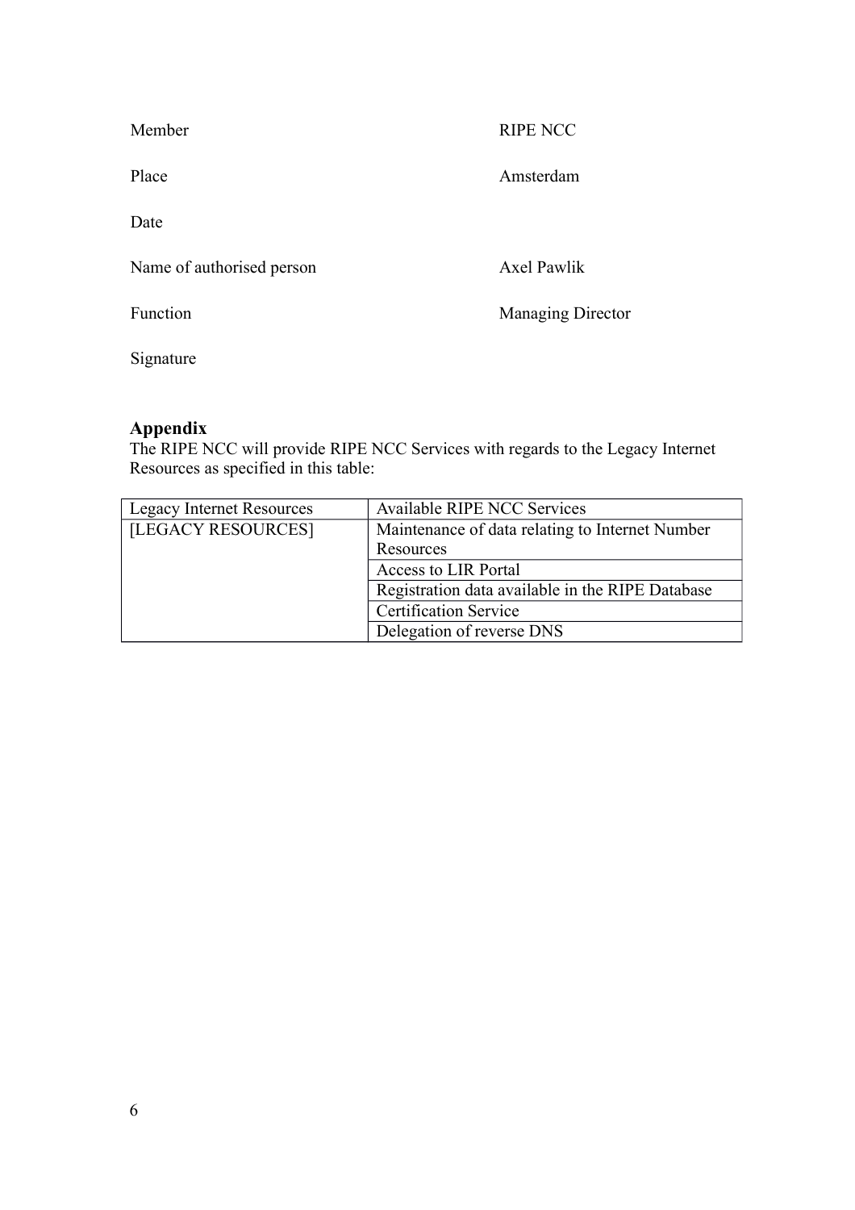| | |
|---|---|
| Member | RIPE NCC |
| Place | Amsterdam |
| Date | |
| Name of authorised person | Axel Pawlik |
| Function | Managing Director |
| Signature | |

**Appendix**

The RIPE NCC will provide RIPE NCC Services with regards to the Legacy Internet Resources as specified in this table:

| Legacy Internet Resources | Available RIPE NCC Services |
|---|---|
| [LEGACY RESOURCES] | Maintenance of data relating to Internet Number Resources |
| | Access to LIR Portal |
| | Registration data available in the RIPE Database |
| | Certification Service |
| | Delegation of reverse DNS |